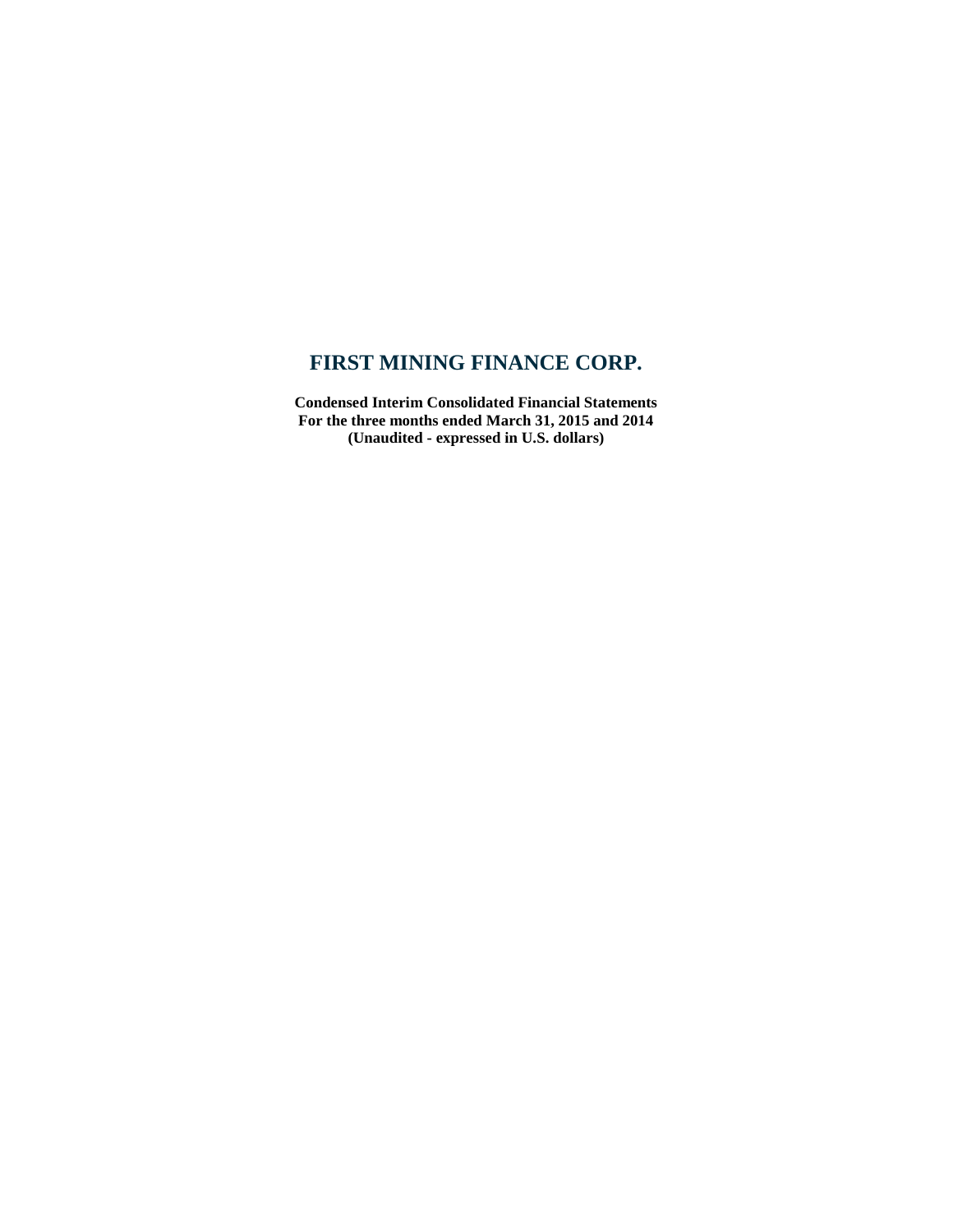# FIRST MINING FINANCE CORP.

**Condensed Interim Consolidated Financial Statements**
**For the three months ended March 31, 2015 and 2014**
**(Unaudited - expressed in U.S. dollars)**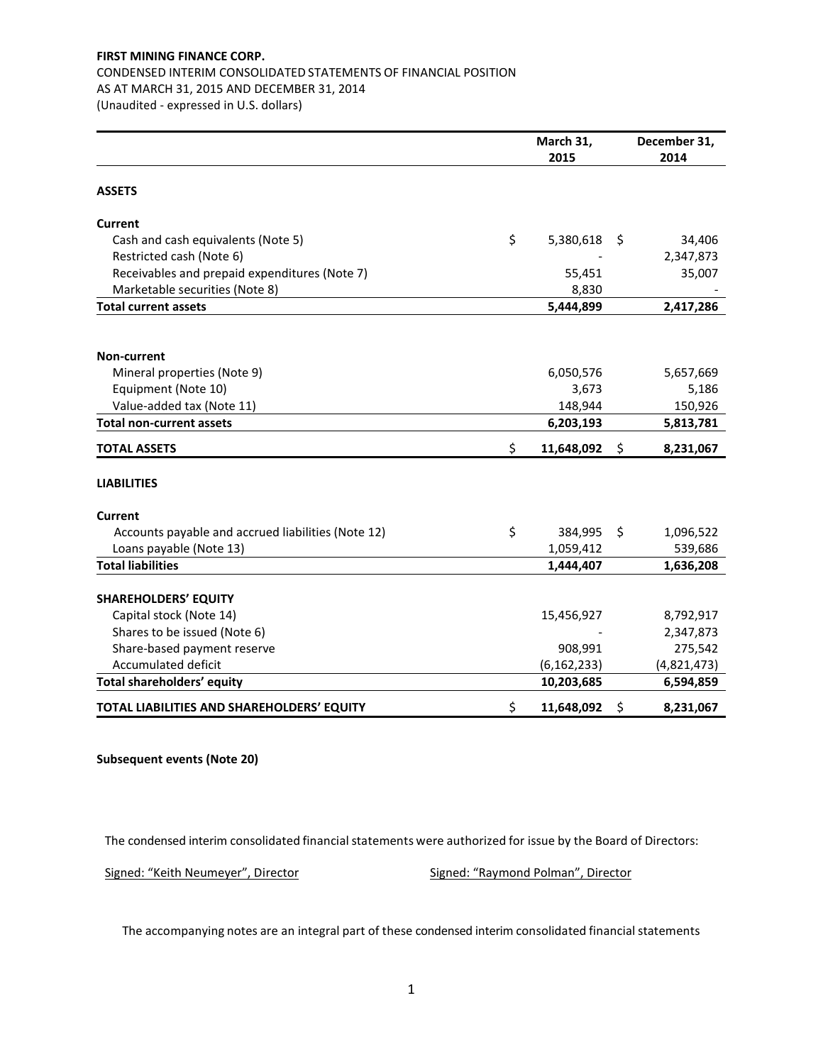**FIRST MINING FINANCE CORP.**

CONDENSED INTERIM CONSOLIDATED STATEMENTS OF FINANCIAL POSITION

AS AT MARCH 31, 2015 AND DECEMBER 31, 2014

(Unaudited - expressed in U.S. dollars)

| | March 31, 2015 | December 31, 2014 |
|---|---|---|
| **ASSETS** | | |
| **Current** | | |
| Cash and cash equivalents (Note 5) | $ 5,380,618 | $ 34,406 |
| Restricted cash (Note 6) | - | 2,347,873 |
| Receivables and prepaid expenditures (Note 7) | 55,451 | 35,007 |
| Marketable securities (Note 8) | 8,830 | - |
| **Total current assets** | **5,444,899** | **2,417,286** |
| **Non-current** | | |
| Mineral properties (Note 9) | 6,050,576 | 5,657,669 |
| Equipment (Note 10) | 3,673 | 5,186 |
| Value-added tax (Note 11) | 148,944 | 150,926 |
| **Total non-current assets** | **6,203,193** | **5,813,781** |
| **TOTAL ASSETS** | **$ 11,648,092** | **$ 8,231,067** |
| **LIABILITIES** | | |
| **Current** | | |
| Accounts payable and accrued liabilities (Note 12) | $ 384,995 | $ 1,096,522 |
| Loans payable (Note 13) | 1,059,412 | 539,686 |
| **Total liabilities** | **1,444,407** | **1,636,208** |
| **SHAREHOLDERS' EQUITY** | | |
| Capital stock (Note 14) | 15,456,927 | 8,792,917 |
| Shares to be issued (Note 6) | - | 2,347,873 |
| Share-based payment reserve | 908,991 | 275,542 |
| Accumulated deficit | (6,162,233) | (4,821,473) |
| **Total shareholders' equity** | **10,203,685** | **6,594,859** |
| **TOTAL LIABILITIES AND SHAREHOLDERS' EQUITY** | **$ 11,648,092** | **$ 8,231,067** |

**Subsequent events (Note 20)**

The condensed interim consolidated financial statements were authorized for issue by the Board of Directors:

Signed: "Keith Neumeyer", Director    Signed: "Raymond Polman", Director

The accompanying notes are an integral part of these condensed interim consolidated financial statements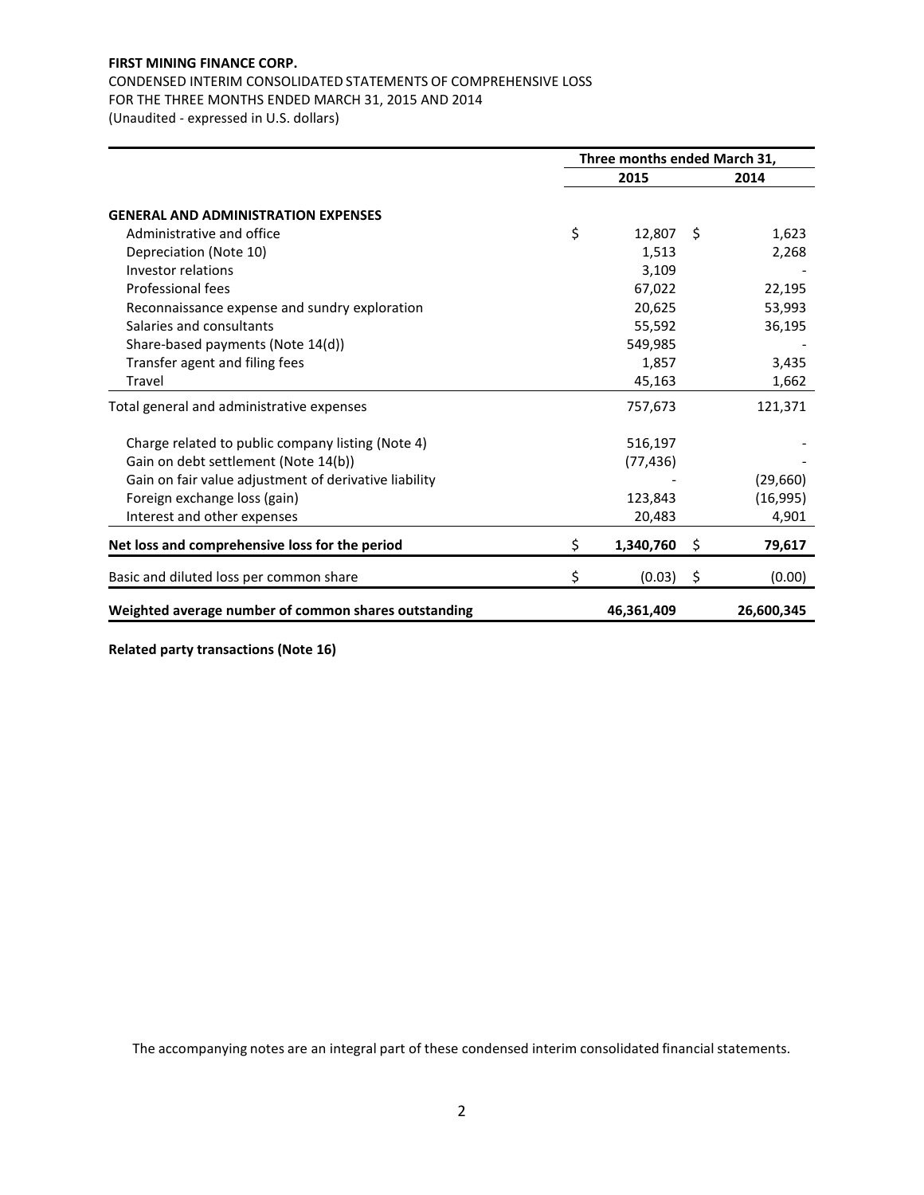**FIRST MINING FINANCE CORP.**

CONDENSED INTERIM CONSOLIDATED STATEMENTS OF COMPREHENSIVE LOSS
FOR THE THREE MONTHS ENDED MARCH 31, 2015 AND 2014
(Unaudited - expressed in U.S. dollars)

| | Three months ended March 31, | |
|---|---|---|
| | **2015** | **2014** |
| **GENERAL AND ADMINISTRATION EXPENSES** | | |
| Administrative and office | $ 12,807 | $ 1,623 |
| Depreciation (Note 10) | 1,513 | 2,268 |
| Investor relations | 3,109 | - |
| Professional fees | 67,022 | 22,195 |
| Reconnaissance expense and sundry exploration | 20,625 | 53,993 |
| Salaries and consultants | 55,592 | 36,195 |
| Share-based payments (Note 14(d)) | 549,985 | - |
| Transfer agent and filing fees | 1,857 | 3,435 |
| Travel | 45,163 | 1,662 |
| Total general and administrative expenses | 757,673 | 121,371 |
| Charge related to public company listing (Note 4) | 516,197 | - |
| Gain on debt settlement (Note 14(b)) | (77,436) | - |
| Gain on fair value adjustment of derivative liability | - | (29,660) |
| Foreign exchange loss (gain) | 123,843 | (16,995) |
| Interest and other expenses | 20,483 | 4,901 |
| **Net loss and comprehensive loss for the period** | **$ 1,340,760** | **$ 79,617** |
| Basic and diluted loss per common share | $ (0.03) | $ (0.00) |
| **Weighted average number of common shares outstanding** | **46,361,409** | **26,600,345** |

**Related party transactions (Note 16)**

The accompanying notes are an integral part of these condensed interim consolidated financial statements.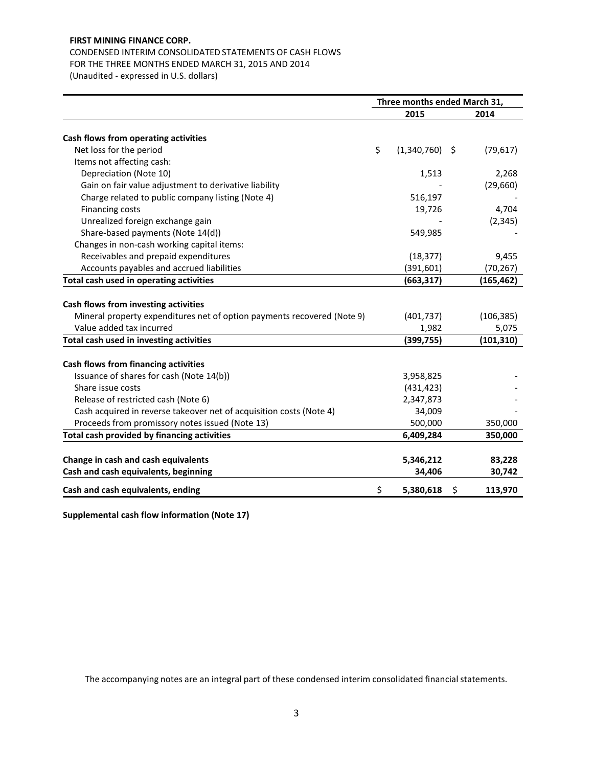**FIRST MINING FINANCE CORP.**

CONDENSED INTERIM CONSOLIDATED STATEMENTS OF CASH FLOWS
FOR THE THREE MONTHS ENDED MARCH 31, 2015 AND 2014
(Unaudited - expressed in U.S. dollars)

| | Three months ended March 31, | |
|---|---|---|
| | **2015** | **2014** |
| **Cash flows from operating activities** | | |
| Net loss for the period | $ (1,340,760) | $ (79,617) |
| Items not affecting cash: | | |
| Depreciation (Note 10) | 1,513 | 2,268 |
| Gain on fair value adjustment to derivative liability | - | (29,660) |
| Charge related to public company listing (Note 4) | 516,197 | - |
| Financing costs | 19,726 | 4,704 |
| Unrealized foreign exchange gain | - | (2,345) |
| Share-based payments (Note 14(d)) | 549,985 | - |
| Changes in non-cash working capital items: | | |
| Receivables and prepaid expenditures | (18,377) | 9,455 |
| Accounts payables and accrued liabilities | (391,601) | (70,267) |
| **Total cash used in operating activities** | **(663,317)** | **(165,462)** |
| **Cash flows from investing activities** | | |
| Mineral property expenditures net of option payments recovered (Note 9) | (401,737) | (106,385) |
| Value added tax incurred | 1,982 | 5,075 |
| **Total cash used in investing activities** | **(399,755)** | **(101,310)** |
| **Cash flows from financing activities** | | |
| Issuance of shares for cash (Note 14(b)) | 3,958,825 | - |
| Share issue costs | (431,423) | - |
| Release of restricted cash (Note 6) | 2,347,873 | - |
| Cash acquired in reverse takeover net of acquisition costs (Note 4) | 34,009 | - |
| Proceeds from promissory notes issued (Note 13) | 500,000 | 350,000 |
| **Total cash provided by financing activities** | **6,409,284** | **350,000** |
| **Change in cash and cash equivalents** | **5,346,212** | **83,228** |
| **Cash and cash equivalents, beginning** | **34,406** | **30,742** |
| **Cash and cash equivalents, ending** | **$ 5,380,618** | **$ 113,970** |

**Supplemental cash flow information (Note 17)**

The accompanying notes are an integral part of these condensed interim consolidated financial statements.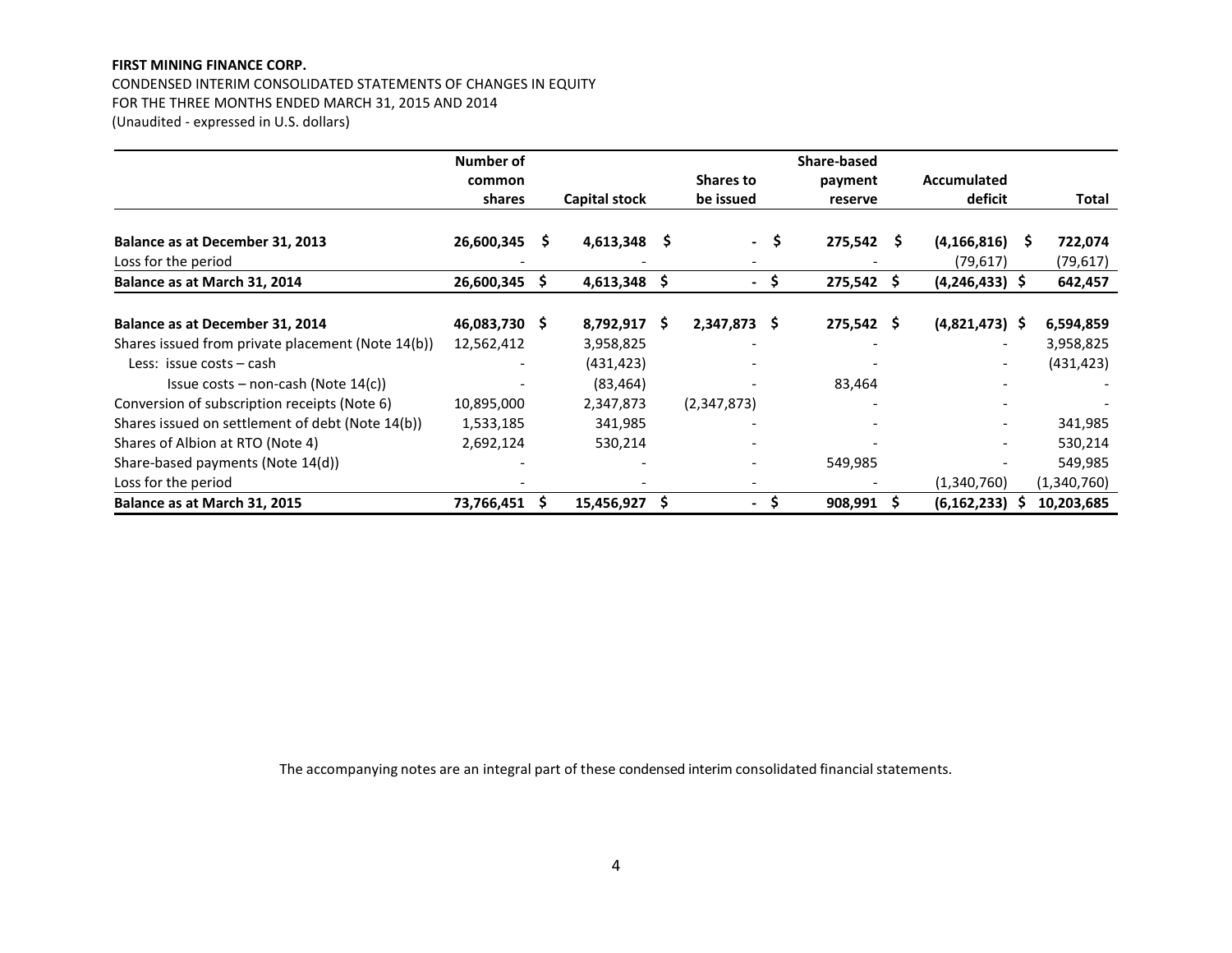**FIRST MINING FINANCE CORP.**

CONDENSED INTERIM CONSOLIDATED STATEMENTS OF CHANGES IN EQUITY

FOR THE THREE MONTHS ENDED MARCH 31, 2015 AND 2014

(Unaudited - expressed in U.S. dollars)

| | Number of common shares | Capital stock | Shares to be issued | Share-based payment reserve | Accumulated deficit | Total |
|---|---|---|---|---|---|---|
| **Balance as at December 31, 2013** | **26,600,345** | **$ 4,613,348** | **$ -** | **$ 275,542** | **$ (4,166,816)** | **$ 722,074** |
| Loss for the period | - | - | - | - | (79,617) | (79,617) |
| **Balance as at March 31, 2014** | **26,600,345** | **$ 4,613,348** | **$ -** | **$ 275,542** | **$ (4,246,433)** | **$ 642,457** |
| | | | | | | |
| **Balance as at December 31, 2014** | **46,083,730** | **$ 8,792,917** | **$ 2,347,873** | **$ 275,542** | **$ (4,821,473)** | **$ 6,594,859** |
| Shares issued from private placement (Note 14(b)) | 12,562,412 | 3,958,825 | - | - | - | 3,958,825 |
| Less: issue costs – cash | - | (431,423) | - | - | - | (431,423) |
| Issue costs – non-cash (Note 14(c)) | - | (83,464) | - | 83,464 | - | - |
| Conversion of subscription receipts (Note 6) | 10,895,000 | 2,347,873 | (2,347,873) | - | - | - |
| Shares issued on settlement of debt (Note 14(b)) | 1,533,185 | 341,985 | - | - | - | 341,985 |
| Shares of Albion at RTO (Note 4) | 2,692,124 | 530,214 | - | - | - | 530,214 |
| Share-based payments (Note 14(d)) | - | - | - | 549,985 | - | 549,985 |
| Loss for the period | - | - | - | - | (1,340,760) | (1,340,760) |
| **Balance as at March 31, 2015** | **73,766,451** | **$ 15,456,927** | **$ -** | **$ 908,991** | **$ (6,162,233)** | **$ 10,203,685** |

The accompanying notes are an integral part of these condensed interim consolidated financial statements.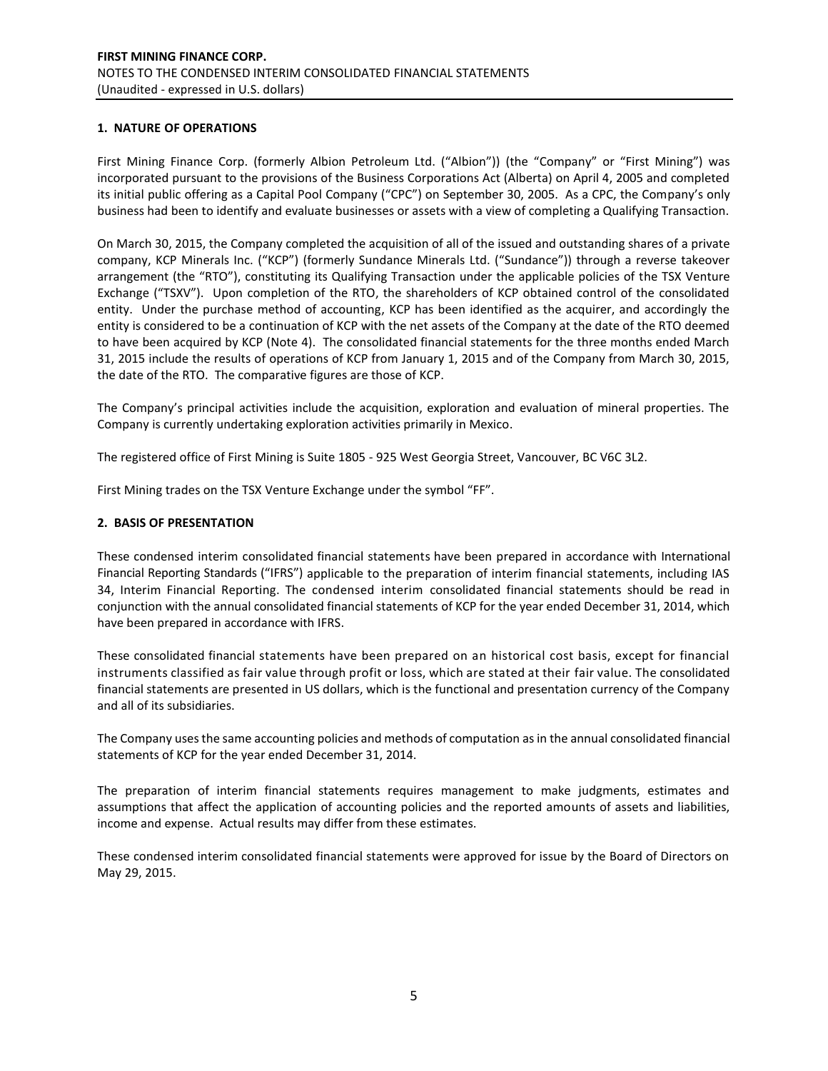## 1. NATURE OF OPERATIONS

First Mining Finance Corp. (formerly Albion Petroleum Ltd. ("Albion")) (the "Company" or "First Mining") was incorporated pursuant to the provisions of the Business Corporations Act (Alberta) on April 4, 2005 and completed its initial public offering as a Capital Pool Company ("CPC") on September 30, 2005. As a CPC, the Company's only business had been to identify and evaluate businesses or assets with a view of completing a Qualifying Transaction.

On March 30, 2015, the Company completed the acquisition of all of the issued and outstanding shares of a private company, KCP Minerals Inc. ("KCP") (formerly Sundance Minerals Ltd. ("Sundance")) through a reverse takeover arrangement (the "RTO"), constituting its Qualifying Transaction under the applicable policies of the TSX Venture Exchange ("TSXV"). Upon completion of the RTO, the shareholders of KCP obtained control of the consolidated entity. Under the purchase method of accounting, KCP has been identified as the acquirer, and accordingly the entity is considered to be a continuation of KCP with the net assets of the Company at the date of the RTO deemed to have been acquired by KCP (Note 4). The consolidated financial statements for the three months ended March 31, 2015 include the results of operations of KCP from January 1, 2015 and of the Company from March 30, 2015, the date of the RTO. The comparative figures are those of KCP.

The Company's principal activities include the acquisition, exploration and evaluation of mineral properties. The Company is currently undertaking exploration activities primarily in Mexico.

The registered office of First Mining is Suite 1805 - 925 West Georgia Street, Vancouver, BC V6C 3L2.

First Mining trades on the TSX Venture Exchange under the symbol "FF".

## 2. BASIS OF PRESENTATION

These condensed interim consolidated financial statements have been prepared in accordance with International Financial Reporting Standards ("IFRS") applicable to the preparation of interim financial statements, including IAS 34, Interim Financial Reporting. The condensed interim consolidated financial statements should be read in conjunction with the annual consolidated financial statements of KCP for the year ended December 31, 2014, which have been prepared in accordance with IFRS.

These consolidated financial statements have been prepared on an historical cost basis, except for financial instruments classified as fair value through profit or loss, which are stated at their fair value. The consolidated financial statements are presented in US dollars, which is the functional and presentation currency of the Company and all of its subsidiaries.

The Company uses the same accounting policies and methods of computation as in the annual consolidated financial statements of KCP for the year ended December 31, 2014.

The preparation of interim financial statements requires management to make judgments, estimates and assumptions that affect the application of accounting policies and the reported amounts of assets and liabilities, income and expense. Actual results may differ from these estimates.

These condensed interim consolidated financial statements were approved for issue by the Board of Directors on May 29, 2015.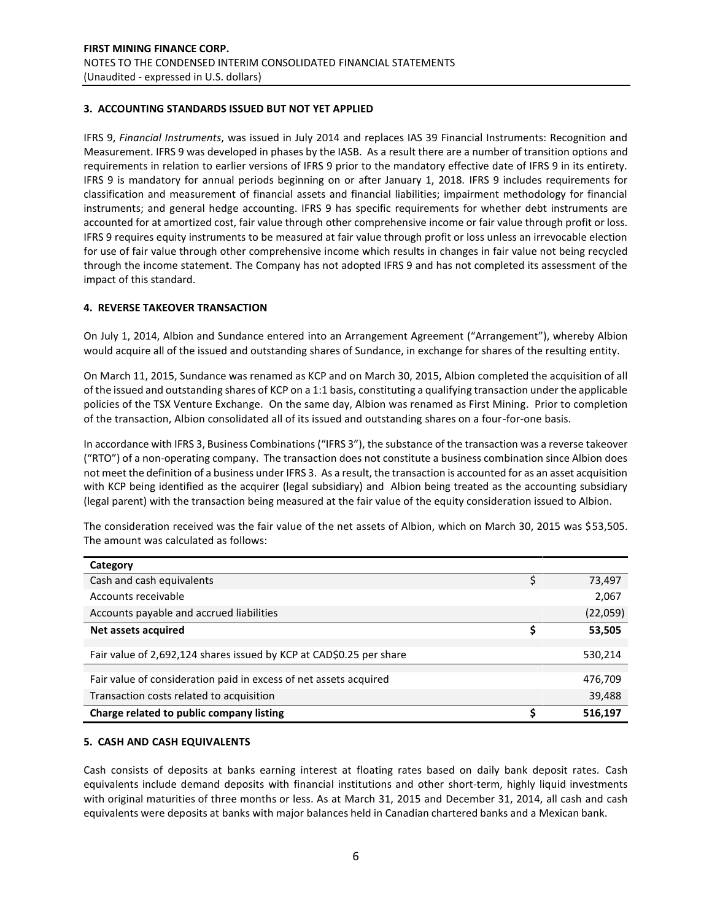## 3. ACCOUNTING STANDARDS ISSUED BUT NOT YET APPLIED

IFRS 9, *Financial Instruments*, was issued in July 2014 and replaces IAS 39 Financial Instruments: Recognition and Measurement. IFRS 9 was developed in phases by the IASB. As a result there are a number of transition options and requirements in relation to earlier versions of IFRS 9 prior to the mandatory effective date of IFRS 9 in its entirety. IFRS 9 is mandatory for annual periods beginning on or after January 1, 2018. IFRS 9 includes requirements for classification and measurement of financial assets and financial liabilities; impairment methodology for financial instruments; and general hedge accounting. IFRS 9 has specific requirements for whether debt instruments are accounted for at amortized cost, fair value through other comprehensive income or fair value through profit or loss. IFRS 9 requires equity instruments to be measured at fair value through profit or loss unless an irrevocable election for use of fair value through other comprehensive income which results in changes in fair value not being recycled through the income statement. The Company has not adopted IFRS 9 and has not completed its assessment of the impact of this standard.

## 4. REVERSE TAKEOVER TRANSACTION

On July 1, 2014, Albion and Sundance entered into an Arrangement Agreement ("Arrangement"), whereby Albion would acquire all of the issued and outstanding shares of Sundance, in exchange for shares of the resulting entity.

On March 11, 2015, Sundance was renamed as KCP and on March 30, 2015, Albion completed the acquisition of all of the issued and outstanding shares of KCP on a 1:1 basis, constituting a qualifying transaction under the applicable policies of the TSX Venture Exchange. On the same day, Albion was renamed as First Mining. Prior to completion of the transaction, Albion consolidated all of its issued and outstanding shares on a four-for-one basis.

In accordance with IFRS 3, Business Combinations ("IFRS 3"), the substance of the transaction was a reverse takeover ("RTO") of a non-operating company. The transaction does not constitute a business combination since Albion does not meet the definition of a business under IFRS 3. As a result, the transaction is accounted for as an asset acquisition with KCP being identified as the acquirer (legal subsidiary) and Albion being treated as the accounting subsidiary (legal parent) with the transaction being measured at the fair value of the equity consideration issued to Albion.

The consideration received was the fair value of the net assets of Albion, which on March 30, 2015 was $53,505. The amount was calculated as follows:

| Category | | |
|---|---|---|
| Cash and cash equivalents | $ | 73,497 |
| Accounts receivable | | 2,067 |
| Accounts payable and accrued liabilities | | (22,059) |
| **Net assets acquired** | **$** | **53,505** |
| Fair value of 2,692,124 shares issued by KCP at CAD$0.25 per share | | 530,214 |
| Fair value of consideration paid in excess of net assets acquired | | 476,709 |
| Transaction costs related to acquisition | | 39,488 |
| **Charge related to public company listing** | **$** | **516,197** |

## 5. CASH AND CASH EQUIVALENTS

Cash consists of deposits at banks earning interest at floating rates based on daily bank deposit rates. Cash equivalents include demand deposits with financial institutions and other short-term, highly liquid investments with original maturities of three months or less. As at March 31, 2015 and December 31, 2014, all cash and cash equivalents were deposits at banks with major balances held in Canadian chartered banks and a Mexican bank.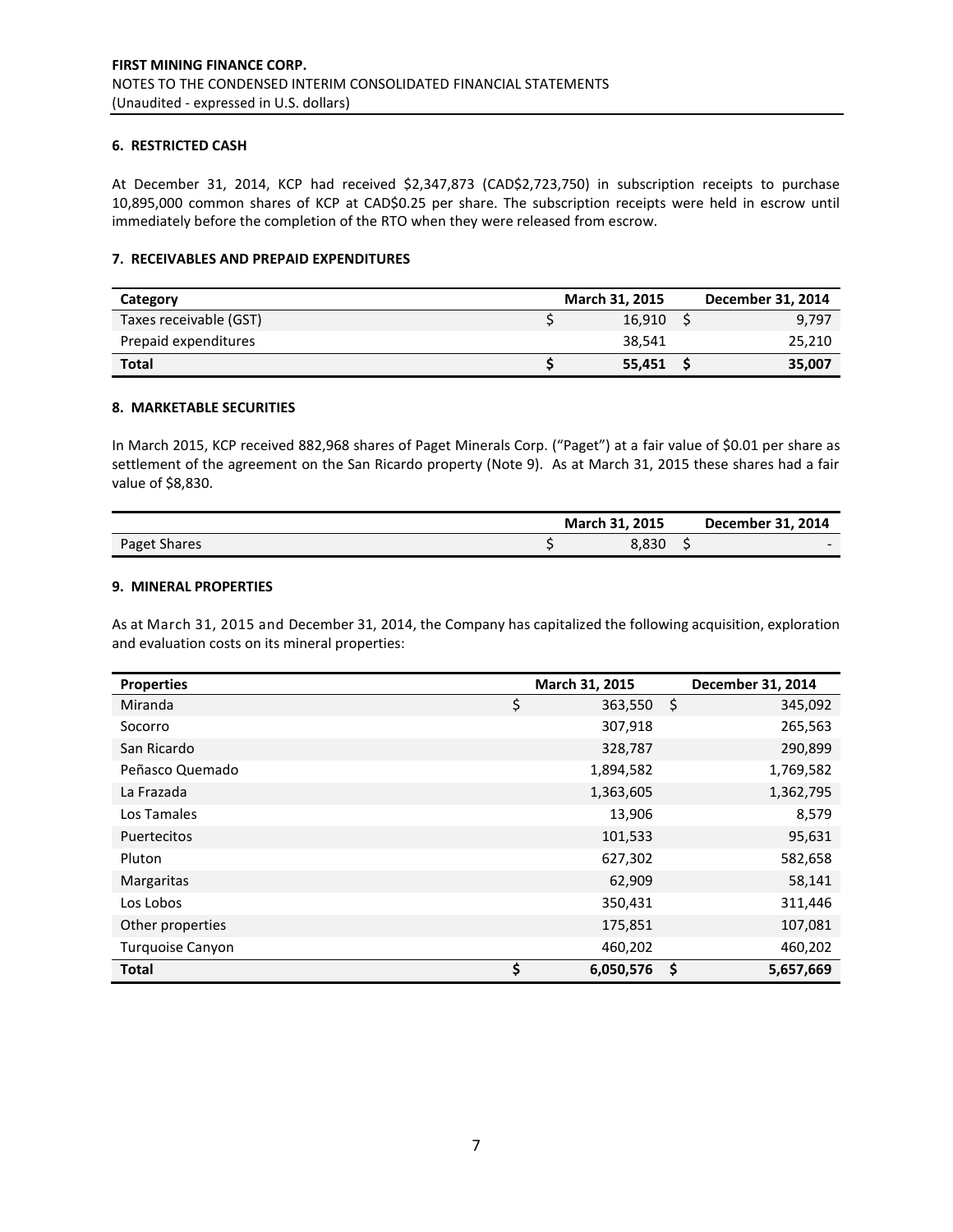## 6. RESTRICTED CASH

At December 31, 2014, KCP had received $2,347,873 (CAD$2,723,750) in subscription receipts to purchase 10,895,000 common shares of KCP at CAD$0.25 per share. The subscription receipts were held in escrow until immediately before the completion of the RTO when they were released from escrow.

## 7. RECEIVABLES AND PREPAID EXPENDITURES

| Category | March 31, 2015 | December 31, 2014 |
|---|---|---|
| Taxes receivable (GST) | $ 16,910 | $ 9,797 |
| Prepaid expenditures | 38,541 | 25,210 |
| **Total** | **$ 55,451** | **$ 35,007** |

## 8. MARKETABLE SECURITIES

In March 2015, KCP received 882,968 shares of Paget Minerals Corp. ("Paget") at a fair value of $0.01 per share as settlement of the agreement on the San Ricardo property (Note 9). As at March 31, 2015 these shares had a fair value of $8,830.

| | March 31, 2015 | December 31, 2014 |
|---|---|---|
| Paget Shares | $ 8,830 | $ - |

## 9. MINERAL PROPERTIES

As at March 31, 2015 and December 31, 2014, the Company has capitalized the following acquisition, exploration and evaluation costs on its mineral properties:

| Properties | March 31, 2015 | December 31, 2014 |
|---|---|---|
| Miranda | $ 363,550 | $ 345,092 |
| Socorro | 307,918 | 265,563 |
| San Ricardo | 328,787 | 290,899 |
| Peñasco Quemado | 1,894,582 | 1,769,582 |
| La Frazada | 1,363,605 | 1,362,795 |
| Los Tamales | 13,906 | 8,579 |
| Puertecitos | 101,533 | 95,631 |
| Pluton | 627,302 | 582,658 |
| Margaritas | 62,909 | 58,141 |
| Los Lobos | 350,431 | 311,446 |
| Other properties | 175,851 | 107,081 |
| Turquoise Canyon | 460,202 | 460,202 |
| **Total** | **$ 6,050,576** | **$ 5,657,669** |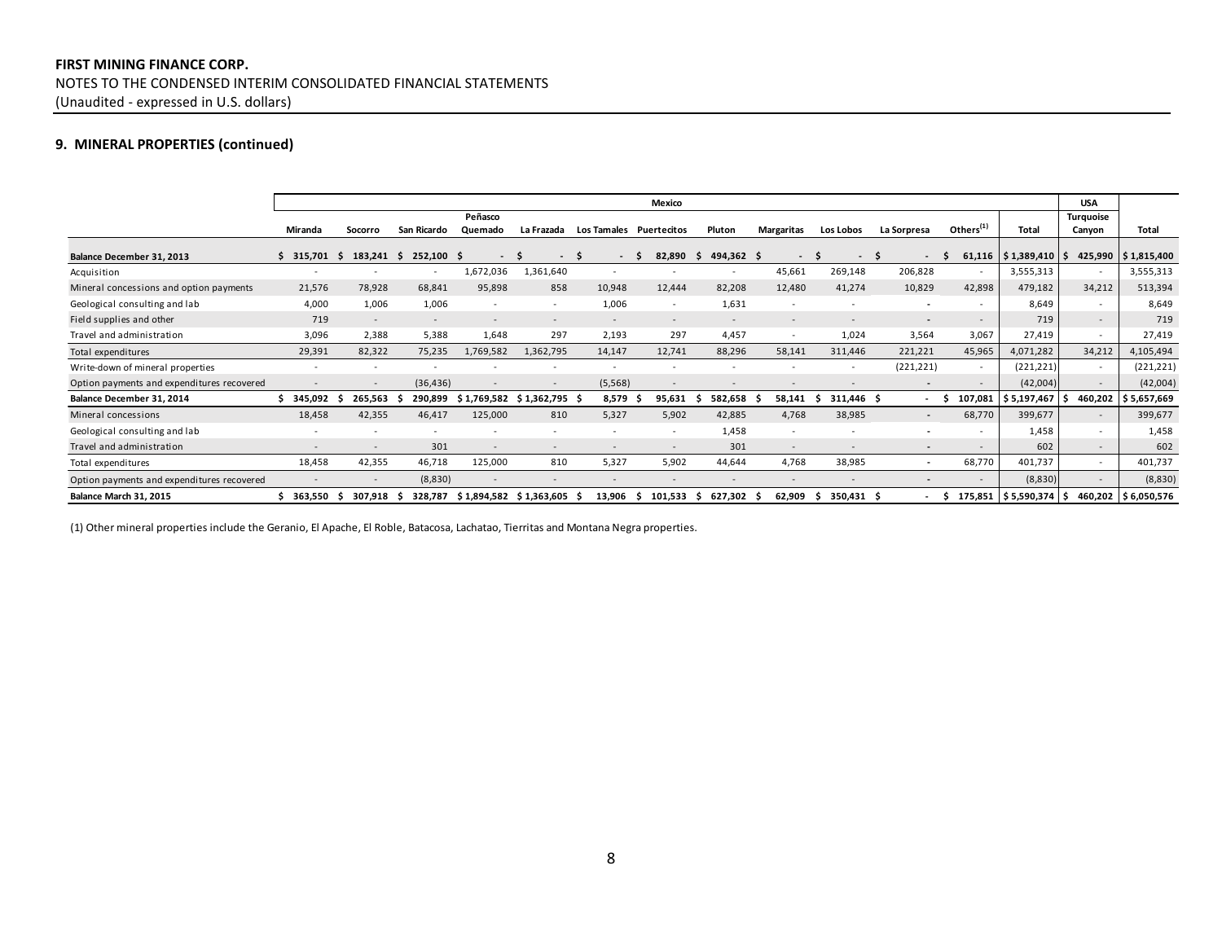**FIRST MINING FINANCE CORP.**
NOTES TO THE CONDENSED INTERIM CONSOLIDATED FINANCIAL STATEMENTS
(Unaudited - expressed in U.S. dollars)

## 9. MINERAL PROPERTIES (continued)

| | Mexico | | | | | | | | | | | | | USA | |
|---|---|---|---|---|---|---|---|---|---|---|---|---|---|---|---|
| | Miranda | Socorro | San Ricardo | Peñasco Quemado | La Frazada | Los Tamales | Puertecitos | Pluton | Margaritas | Los Lobos | La Sorpresa | Others[(1)] | Total | Turquoise Canyon | Total |
| **Balance December 31, 2013** | $ 315,701 | $ 183,241 | $ 252,100 | $ - | $ - | $ - | $ 82,890 | $ 494,362 | $ - | $ - | $ - | $ 61,116 | $ 1,389,410 | $ 425,990 | $ 1,815,400 |
| Acquisition | - | - | - | 1,672,036 | 1,361,640 | - | - | - | 45,661 | 269,148 | 206,828 | - | 3,555,313 | - | 3,555,313 |
| Mineral concessions and option payments | 21,576 | 78,928 | 68,841 | 95,898 | 858 | 10,948 | 12,444 | 82,208 | 12,480 | 41,274 | 10,829 | 42,898 | 479,182 | 34,212 | 513,394 |
| Geological consulting and lab | 4,000 | 1,006 | 1,006 | - | - | 1,006 | - | 1,631 | - | - | - | - | 8,649 | - | 8,649 |
| Field supplies and other | 719 | - | - | - | - | - | - | - | - | - | - | - | 719 | - | 719 |
| Travel and administration | 3,096 | 2,388 | 5,388 | 1,648 | 297 | 2,193 | 297 | 4,457 | - | 1,024 | 3,564 | 3,067 | 27,419 | - | 27,419 |
| Total expenditures | 29,391 | 82,322 | 75,235 | 1,769,582 | 1,362,795 | 14,147 | 12,741 | 88,296 | 58,141 | 311,446 | 221,221 | 45,965 | 4,071,282 | 34,212 | 4,105,494 |
| Write-down of mineral properties | - | - | - | - | - | - | - | - | - | - | (221,221) | - | (221,221) | - | (221,221) |
| Option payments and expenditures recovered | - | - | (36,436) | - | - | (5,568) | - | - | - | - | - | - | (42,004) | - | (42,004) |
| **Balance December 31, 2014** | $ 345,092 | $ 265,563 | $ 290,899 | $ 1,769,582 | $ 1,362,795 | $ 8,579 | $ 95,631 | $ 582,658 | $ 58,141 | $ 311,446 | $ - | $ 107,081 | $ 5,197,467 | $ 460,202 | $ 5,657,669 |
| Mineral concessions | 18,458 | 42,355 | 46,417 | 125,000 | 810 | 5,327 | 5,902 | 42,885 | 4,768 | 38,985 | - | 68,770 | 399,677 | - | 399,677 |
| Geological consulting and lab | - | - | - | - | - | - | - | 1,458 | - | - | - | - | 1,458 | - | 1,458 |
| Travel and administration | - | - | 301 | - | - | - | - | 301 | - | - | - | - | 602 | - | 602 |
| Total expenditures | 18,458 | 42,355 | 46,718 | 125,000 | 810 | 5,327 | 5,902 | 44,644 | 4,768 | 38,985 | - | 68,770 | 401,737 | - | 401,737 |
| Option payments and expenditures recovered | - | - | (8,830) | - | - | - | - | - | - | - | - | - | (8,830) | - | (8,830) |
| **Balance March 31, 2015** | $ 363,550 | $ 307,918 | $ 328,787 | $ 1,894,582 | $ 1,363,605 | $ 13,906 | $ 101,533 | $ 627,302 | $ 62,909 | $ 350,431 | $ - | $ 175,851 | $ 5,590,374 | $ 460,202 | $ 6,050,576 |

(1) Other mineral properties include the Geranio, El Apache, El Roble, Batacosa, Lachatao, Tierritas and Montana Negra properties.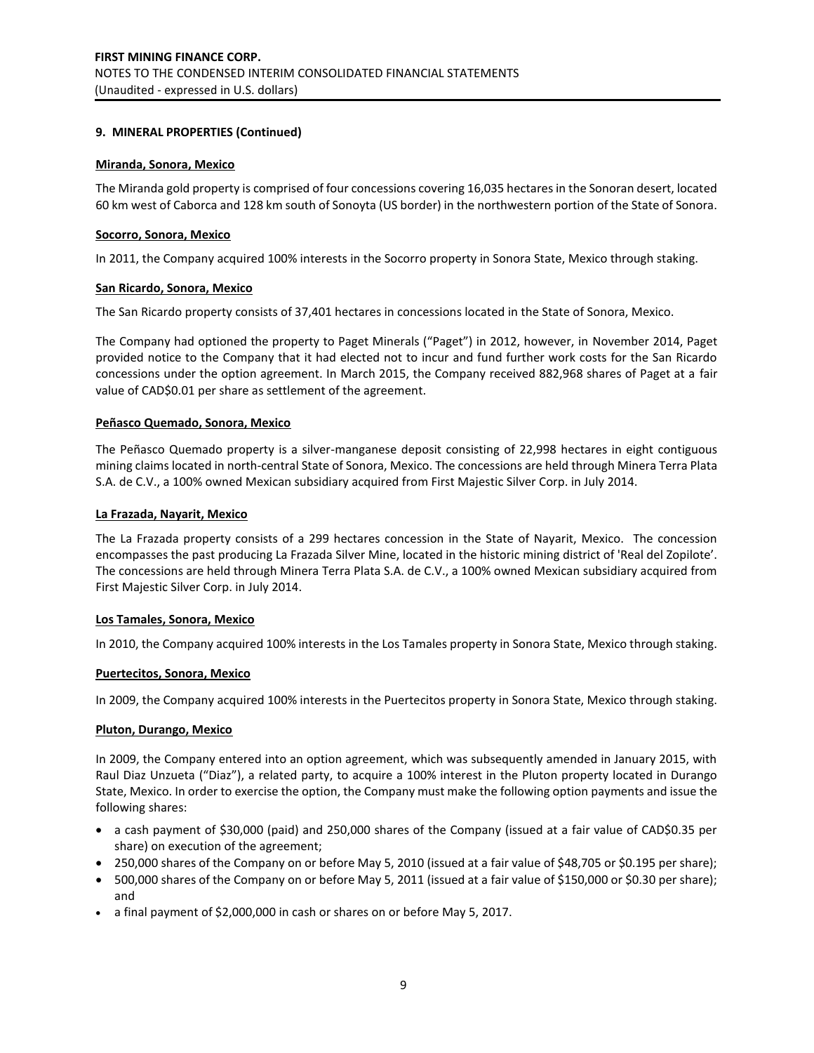## 9. MINERAL PROPERTIES (Continued)

### Miranda, Sonora, Mexico

The Miranda gold property is comprised of four concessions covering 16,035 hectares in the Sonoran desert, located 60 km west of Caborca and 128 km south of Sonoyta (US border) in the northwestern portion of the State of Sonora.

### Socorro, Sonora, Mexico

In 2011, the Company acquired 100% interests in the Socorro property in Sonora State, Mexico through staking.

### San Ricardo, Sonora, Mexico

The San Ricardo property consists of 37,401 hectares in concessions located in the State of Sonora, Mexico.

The Company had optioned the property to Paget Minerals ("Paget") in 2012, however, in November 2014, Paget provided notice to the Company that it had elected not to incur and fund further work costs for the San Ricardo concessions under the option agreement. In March 2015, the Company received 882,968 shares of Paget at a fair value of CAD$0.01 per share as settlement of the agreement.

### Peñasco Quemado, Sonora, Mexico

The Peñasco Quemado property is a silver-manganese deposit consisting of 22,998 hectares in eight contiguous mining claims located in north-central State of Sonora, Mexico. The concessions are held through Minera Terra Plata S.A. de C.V., a 100% owned Mexican subsidiary acquired from First Majestic Silver Corp. in July 2014.

### La Frazada, Nayarit, Mexico

The La Frazada property consists of a 299 hectares concession in the State of Nayarit, Mexico. The concession encompasses the past producing La Frazada Silver Mine, located in the historic mining district of 'Real del Zopilote'. The concessions are held through Minera Terra Plata S.A. de C.V., a 100% owned Mexican subsidiary acquired from First Majestic Silver Corp. in July 2014.

### Los Tamales, Sonora, Mexico

In 2010, the Company acquired 100% interests in the Los Tamales property in Sonora State, Mexico through staking.

### Puertecitos, Sonora, Mexico

In 2009, the Company acquired 100% interests in the Puertecitos property in Sonora State, Mexico through staking.

### Pluton, Durango, Mexico

In 2009, the Company entered into an option agreement, which was subsequently amended in January 2015, with Raul Diaz Unzueta ("Diaz"), a related party, to acquire a 100% interest in the Pluton property located in Durango State, Mexico. In order to exercise the option, the Company must make the following option payments and issue the following shares:

- a cash payment of $30,000 (paid) and 250,000 shares of the Company (issued at a fair value of CAD$0.35 per share) on execution of the agreement;
- 250,000 shares of the Company on or before May 5, 2010 (issued at a fair value of $48,705 or $0.195 per share);
- 500,000 shares of the Company on or before May 5, 2011 (issued at a fair value of $150,000 or $0.30 per share); and
- a final payment of $2,000,000 in cash or shares on or before May 5, 2017.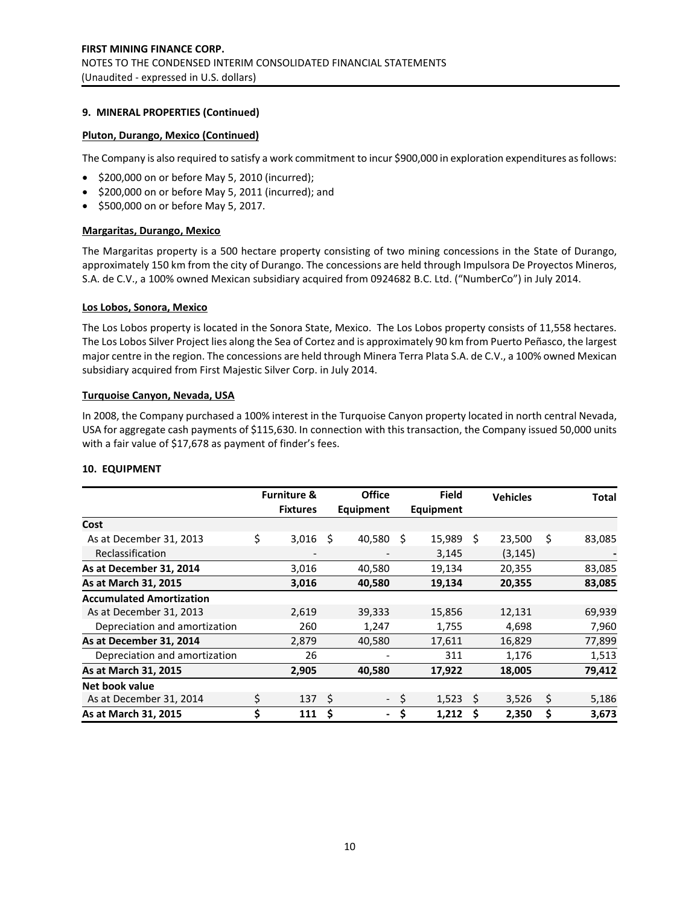**9. MINERAL PROPERTIES (Continued)**

**Pluton, Durango, Mexico (Continued)**

The Company is also required to satisfy a work commitment to incur $900,000 in exploration expenditures as follows:

- $200,000 on or before May 5, 2010 (incurred);
- $200,000 on or before May 5, 2011 (incurred); and
- $500,000 on or before May 5, 2017.

**Margaritas, Durango, Mexico**

The Margaritas property is a 500 hectare property consisting of two mining concessions in the State of Durango, approximately 150 km from the city of Durango. The concessions are held through Impulsora De Proyectos Mineros, S.A. de C.V., a 100% owned Mexican subsidiary acquired from 0924682 B.C. Ltd. ("NumberCo") in July 2014.

**Los Lobos, Sonora, Mexico**

The Los Lobos property is located in the Sonora State, Mexico. The Los Lobos property consists of 11,558 hectares. The Los Lobos Silver Project lies along the Sea of Cortez and is approximately 90 km from Puerto Peñasco, the largest major centre in the region. The concessions are held through Minera Terra Plata S.A. de C.V., a 100% owned Mexican subsidiary acquired from First Majestic Silver Corp. in July 2014.

**Turquoise Canyon, Nevada, USA**

In 2008, the Company purchased a 100% interest in the Turquoise Canyon property located in north central Nevada, USA for aggregate cash payments of $115,630. In connection with this transaction, the Company issued 50,000 units with a fair value of $17,678 as payment of finder's fees.

**10. EQUIPMENT**

| | Furniture & Fixtures | Office Equipment | Field Equipment | Vehicles | Total |
|---|---|---|---|---|---|
| **Cost** | | | | | |
| As at December 31, 2013 | $ 3,016 | $ 40,580 | $ 15,989 | $ 23,500 | $ 83,085 |
| Reclassification | - | - | 3,145 | (3,145) | - |
| **As at December 31, 2014** | 3,016 | 40,580 | 19,134 | 20,355 | 83,085 |
| **As at March 31, 2015** | **3,016** | **40,580** | **19,134** | **20,355** | **83,085** |
| **Accumulated Amortization** | | | | | |
| As at December 31, 2013 | 2,619 | 39,333 | 15,856 | 12,131 | 69,939 |
| Depreciation and amortization | 260 | 1,247 | 1,755 | 4,698 | 7,960 |
| **As at December 31, 2014** | 2,879 | 40,580 | 17,611 | 16,829 | 77,899 |
| Depreciation and amortization | 26 | - | 311 | 1,176 | 1,513 |
| **As at March 31, 2015** | **2,905** | **40,580** | **17,922** | **18,005** | **79,412** |
| **Net book value** | | | | | |
| As at December 31, 2014 | $ 137 | $ - | $ 1,523 | $ 3,526 | $ 5,186 |
| **As at March 31, 2015** | **$ 111** | **$ -** | **$ 1,212** | **$ 2,350** | **$ 3,673** |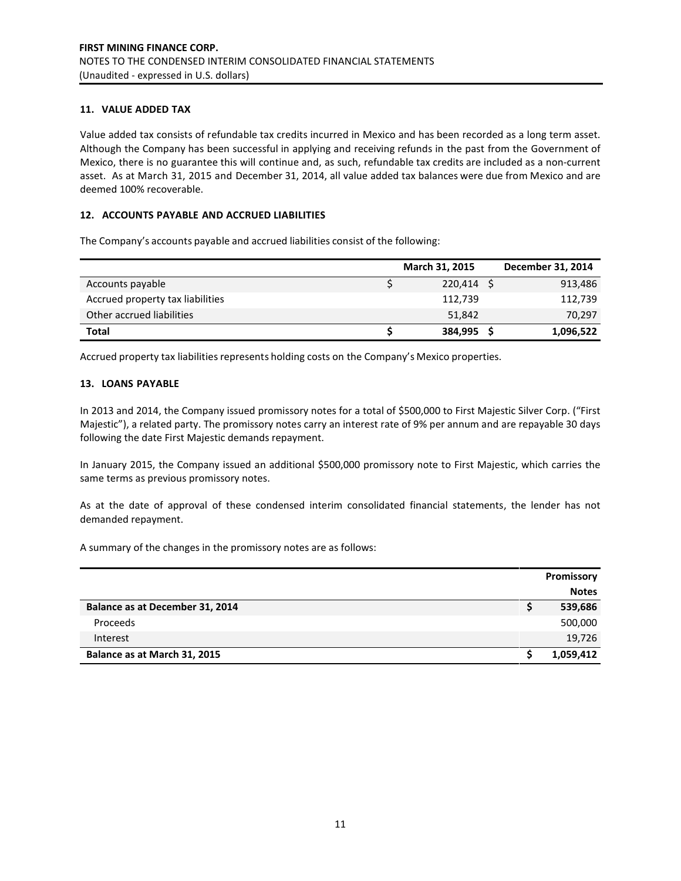## 11. VALUE ADDED TAX

Value added tax consists of refundable tax credits incurred in Mexico and has been recorded as a long term asset. Although the Company has been successful in applying and receiving refunds in the past from the Government of Mexico, there is no guarantee this will continue and, as such, refundable tax credits are included as a non-current asset. As at March 31, 2015 and December 31, 2014, all value added tax balances were due from Mexico and are deemed 100% recoverable.

## 12. ACCOUNTS PAYABLE AND ACCRUED LIABILITIES

The Company's accounts payable and accrued liabilities consist of the following:

| | March 31, 2015 | December 31, 2014 |
|---|---|---|
| Accounts payable | $ 220,414 | $ 913,486 |
| Accrued property tax liabilities | 112,739 | 112,739 |
| Other accrued liabilities | 51,842 | 70,297 |
| **Total** | **$ 384,995** | **$ 1,096,522** |

Accrued property tax liabilities represents holding costs on the Company's Mexico properties.

## 13. LOANS PAYABLE

In 2013 and 2014, the Company issued promissory notes for a total of $500,000 to First Majestic Silver Corp. ("First Majestic"), a related party. The promissory notes carry an interest rate of 9% per annum and are repayable 30 days following the date First Majestic demands repayment.

In January 2015, the Company issued an additional $500,000 promissory note to First Majestic, which carries the same terms as previous promissory notes.

As at the date of approval of these condensed interim consolidated financial statements, the lender has not demanded repayment.

A summary of the changes in the promissory notes are as follows:

| | Promissory Notes |
|---|---|
| **Balance as at December 31, 2014** | **$ 539,686** |
| Proceeds | 500,000 |
| Interest | 19,726 |
| **Balance as at March 31, 2015** | **$ 1,059,412** |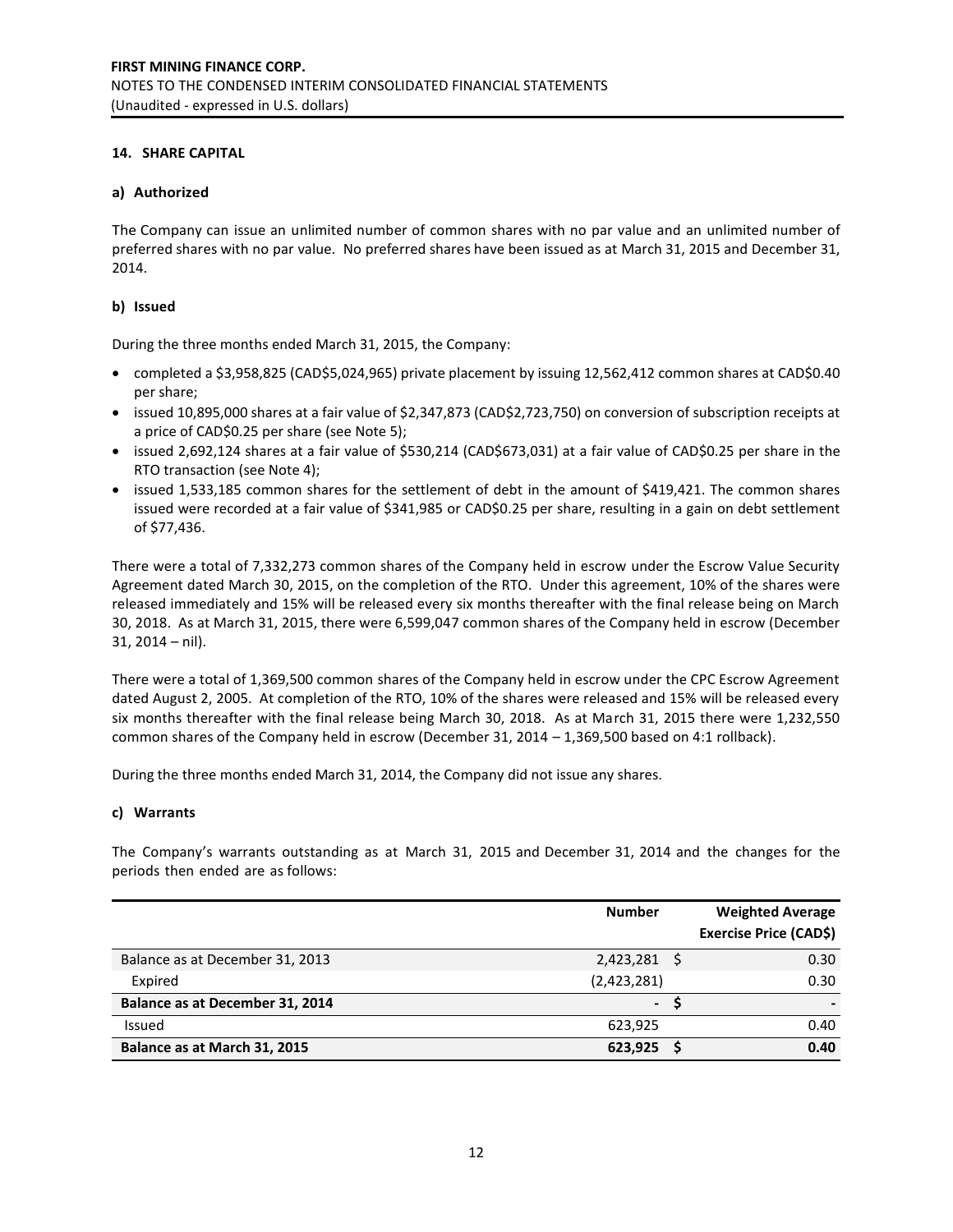## 14. SHARE CAPITAL

### a) Authorized

The Company can issue an unlimited number of common shares with no par value and an unlimited number of preferred shares with no par value. No preferred shares have been issued as at March 31, 2015 and December 31, 2014.

### b) Issued

During the three months ended March 31, 2015, the Company:

- completed a $3,958,825 (CAD$5,024,965) private placement by issuing 12,562,412 common shares at CAD$0.40 per share;
- issued 10,895,000 shares at a fair value of $2,347,873 (CAD$2,723,750) on conversion of subscription receipts at a price of CAD$0.25 per share (see Note 5);
- issued 2,692,124 shares at a fair value of $530,214 (CAD$673,031) at a fair value of CAD$0.25 per share in the RTO transaction (see Note 4);
- issued 1,533,185 common shares for the settlement of debt in the amount of $419,421. The common shares issued were recorded at a fair value of $341,985 or CAD$0.25 per share, resulting in a gain on debt settlement of $77,436.

There were a total of 7,332,273 common shares of the Company held in escrow under the Escrow Value Security Agreement dated March 30, 2015, on the completion of the RTO. Under this agreement, 10% of the shares were released immediately and 15% will be released every six months thereafter with the final release being on March 30, 2018. As at March 31, 2015, there were 6,599,047 common shares of the Company held in escrow (December 31, 2014 – nil).

There were a total of 1,369,500 common shares of the Company held in escrow under the CPC Escrow Agreement dated August 2, 2005. At completion of the RTO, 10% of the shares were released and 15% will be released every six months thereafter with the final release being March 30, 2018. As at March 31, 2015 there were 1,232,550 common shares of the Company held in escrow (December 31, 2014 – 1,369,500 based on 4:1 rollback).

During the three months ended March 31, 2014, the Company did not issue any shares.

### c) Warrants

The Company's warrants outstanding as at March 31, 2015 and December 31, 2014 and the changes for the periods then ended are as follows:

| | Number | Weighted Average Exercise Price (CAD$) |
|---|---|---|
| Balance as at December 31, 2013 | 2,423,281 | $ 0.30 |
| Expired | (2,423,281) | 0.30 |
| **Balance as at December 31, 2014** | **-** | **$ -** |
| Issued | 623,925 | 0.40 |
| **Balance as at March 31, 2015** | **623,925** | **$ 0.40** |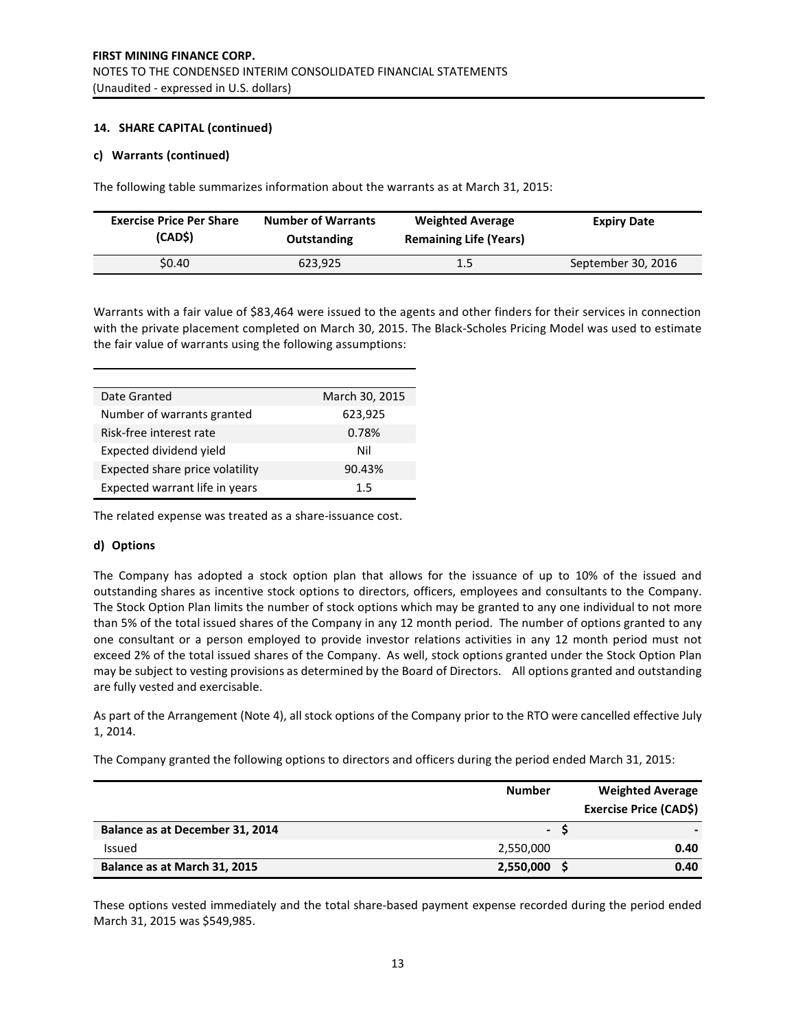**14. SHARE CAPITAL (continued)**

**c) Warrants (continued)**

The following table summarizes information about the warrants as at March 31, 2015:

| Exercise Price Per Share (CAD$) | Number of Warrants Outstanding | Weighted Average Remaining Life (Years) | Expiry Date |
|---|---|---|---|
| $0.40 | 623,925 | 1.5 | September 30, 2016 |

Warrants with a fair value of $83,464 were issued to the agents and other finders for their services in connection with the private placement completed on March 30, 2015. The Black-Scholes Pricing Model was used to estimate the fair value of warrants using the following assumptions:

| | |
|---|---|
| Date Granted | March 30, 2015 |
| Number of warrants granted | 623,925 |
| Risk-free interest rate | 0.78% |
| Expected dividend yield | Nil |
| Expected share price volatility | 90.43% |
| Expected warrant life in years | 1.5 |

The related expense was treated as a share-issuance cost.

**d) Options**

The Company has adopted a stock option plan that allows for the issuance of up to 10% of the issued and outstanding shares as incentive stock options to directors, officers, employees and consultants to the Company. The Stock Option Plan limits the number of stock options which may be granted to any one individual to not more than 5% of the total issued shares of the Company in any 12 month period. The number of options granted to any one consultant or a person employed to provide investor relations activities in any 12 month period must not exceed 2% of the total issued shares of the Company. As well, stock options granted under the Stock Option Plan may be subject to vesting provisions as determined by the Board of Directors. All options granted and outstanding are fully vested and exercisable.

As part of the Arrangement (Note 4), all stock options of the Company prior to the RTO were cancelled effective July 1, 2014.

The Company granted the following options to directors and officers during the period ended March 31, 2015:

| | Number | Weighted Average Exercise Price (CAD$) |
|---|---|---|
| **Balance as at December 31, 2014** | - | $ - |
| Issued | 2,550,000 | **0.40** |
| **Balance as at March 31, 2015** | **2,550,000** | **$ 0.40** |

These options vested immediately and the total share-based payment expense recorded during the period ended March 31, 2015 was $549,985.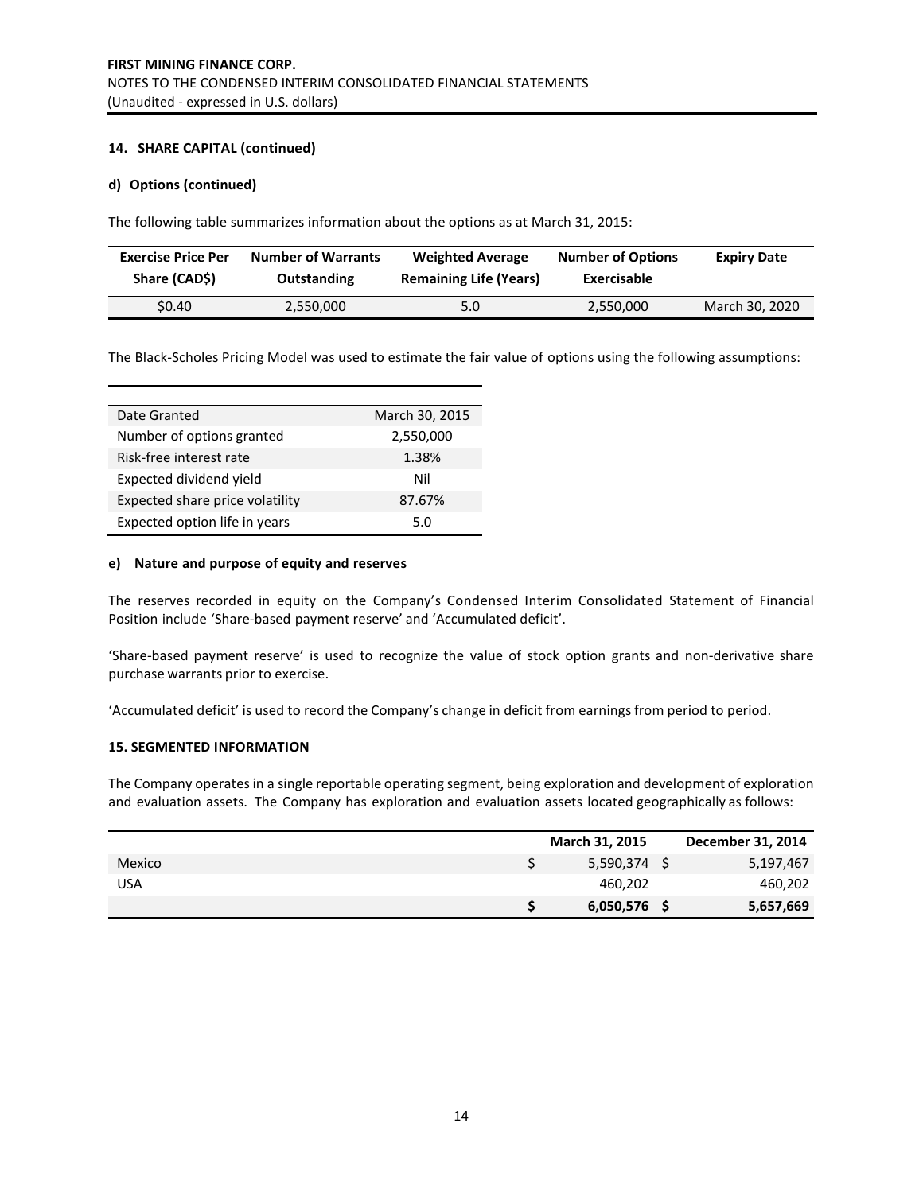## 14. SHARE CAPITAL (continued)

### d) Options (continued)

The following table summarizes information about the options as at March 31, 2015:

| Exercise Price Per Share (CAD$) | Number of Warrants Outstanding | Weighted Average Remaining Life (Years) | Number of Options Exercisable | Expiry Date |
|---|---|---|---|---|
| $0.40 | 2,550,000 | 5.0 | 2,550,000 | March 30, 2020 |

The Black-Scholes Pricing Model was used to estimate the fair value of options using the following assumptions:

| | |
|---|---|
| Date Granted | March 30, 2015 |
| Number of options granted | 2,550,000 |
| Risk-free interest rate | 1.38% |
| Expected dividend yield | Nil |
| Expected share price volatility | 87.67% |
| Expected option life in years | 5.0 |

### e) Nature and purpose of equity and reserves

The reserves recorded in equity on the Company's Condensed Interim Consolidated Statement of Financial Position include 'Share-based payment reserve' and 'Accumulated deficit'.

'Share-based payment reserve' is used to recognize the value of stock option grants and non-derivative share purchase warrants prior to exercise.

'Accumulated deficit' is used to record the Company's change in deficit from earnings from period to period.

## 15. SEGMENTED INFORMATION

The Company operates in a single reportable operating segment, being exploration and development of exploration and evaluation assets. The Company has exploration and evaluation assets located geographically as follows:

| | March 31, 2015 | December 31, 2014 |
|---|---|---|
| Mexico | $ 5,590,374 | $ 5,197,467 |
| USA | 460,202 | 460,202 |
| | **$ 6,050,576** | **$ 5,657,669** |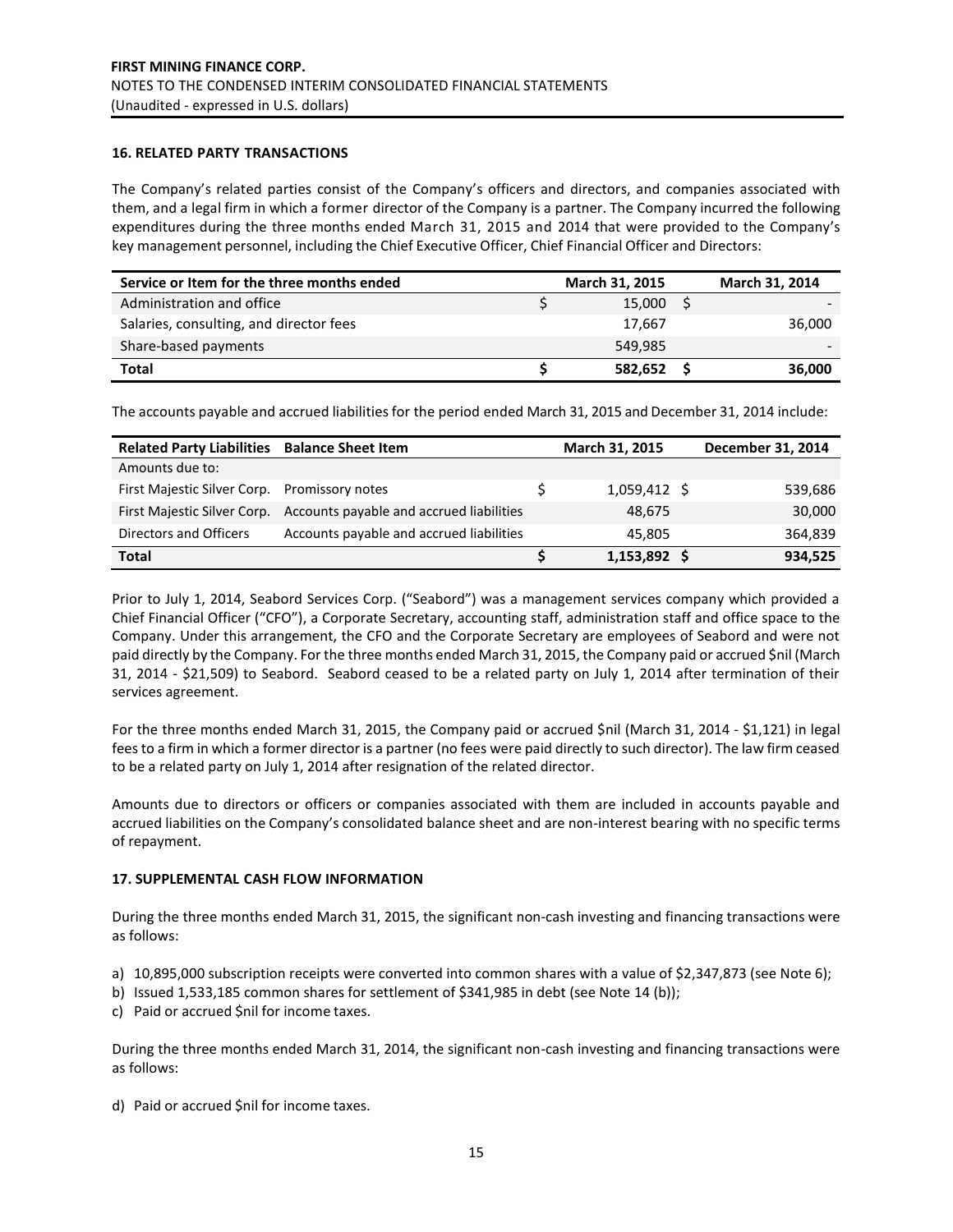**FIRST MINING FINANCE CORP.**
NOTES TO THE CONDENSED INTERIM CONSOLIDATED FINANCIAL STATEMENTS
(Unaudited - expressed in U.S. dollars)

### 16. RELATED PARTY TRANSACTIONS

The Company's related parties consist of the Company's officers and directors, and companies associated with them, and a legal firm in which a former director of the Company is a partner. The Company incurred the following expenditures during the three months ended March 31, 2015 and 2014 that were provided to the Company's key management personnel, including the Chief Executive Officer, Chief Financial Officer and Directors:

| Service or Item for the three months ended | | March 31, 2015 | | March 31, 2014 |
|---|---|---|---|---|
| Administration and office | $ | 15,000 | $ | - |
| Salaries, consulting, and director fees | | 17,667 | | 36,000 |
| Share-based payments | | 549,985 | | - |
| **Total** | **$** | **582,652** | **$** | **36,000** |

The accounts payable and accrued liabilities for the period ended March 31, 2015 and December 31, 2014 include:

| Related Party Liabilities | Balance Sheet Item | | March 31, 2015 | | December 31, 2014 |
|---|---|---|---|---|---|
| Amounts due to: | | | | | |
| First Majestic Silver Corp. | Promissory notes | $ | 1,059,412 | $ | 539,686 |
| First Majestic Silver Corp. | Accounts payable and accrued liabilities | | 48,675 | | 30,000 |
| Directors and Officers | Accounts payable and accrued liabilities | | 45,805 | | 364,839 |
| **Total** | | **$** | **1,153,892** | **$** | **934,525** |

Prior to July 1, 2014, Seabord Services Corp. ("Seabord") was a management services company which provided a Chief Financial Officer ("CFO"), a Corporate Secretary, accounting staff, administration staff and office space to the Company. Under this arrangement, the CFO and the Corporate Secretary are employees of Seabord and were not paid directly by the Company. For the three months ended March 31, 2015, the Company paid or accrued $nil (March 31, 2014 - $21,509) to Seabord. Seabord ceased to be a related party on July 1, 2014 after termination of their services agreement.

For the three months ended March 31, 2015, the Company paid or accrued $nil (March 31, 2014 - $1,121) in legal fees to a firm in which a former director is a partner (no fees were paid directly to such director). The law firm ceased to be a related party on July 1, 2014 after resignation of the related director.

Amounts due to directors or officers or companies associated with them are included in accounts payable and accrued liabilities on the Company's consolidated balance sheet and are non-interest bearing with no specific terms of repayment.

### 17. SUPPLEMENTAL CASH FLOW INFORMATION

During the three months ended March 31, 2015, the significant non-cash investing and financing transactions were as follows:

a) 10,895,000 subscription receipts were converted into common shares with a value of $2,347,873 (see Note 6);
b) Issued 1,533,185 common shares for settlement of $341,985 in debt (see Note 14 (b));
c) Paid or accrued $nil for income taxes.

During the three months ended March 31, 2014, the significant non-cash investing and financing transactions were as follows:

d) Paid or accrued $nil for income taxes.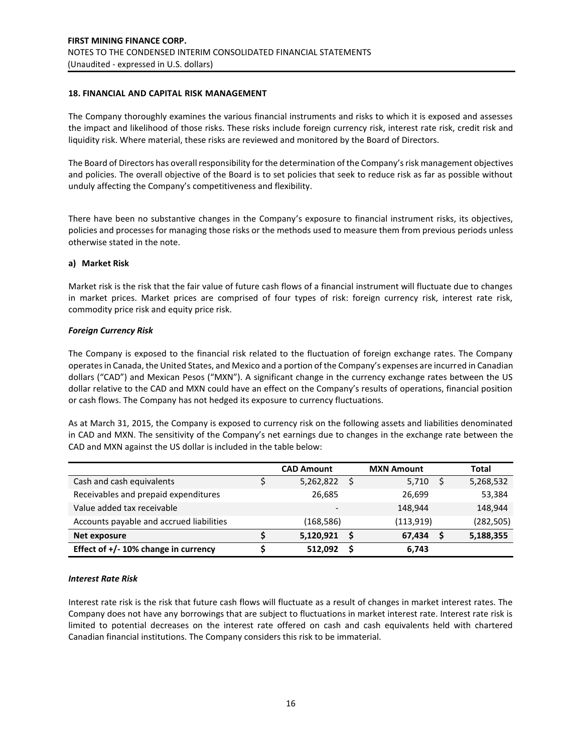## 18. FINANCIAL AND CAPITAL RISK MANAGEMENT

The Company thoroughly examines the various financial instruments and risks to which it is exposed and assesses the impact and likelihood of those risks. These risks include foreign currency risk, interest rate risk, credit risk and liquidity risk. Where material, these risks are reviewed and monitored by the Board of Directors.

The Board of Directors has overall responsibility for the determination of the Company's risk management objectives and policies. The overall objective of the Board is to set policies that seek to reduce risk as far as possible without unduly affecting the Company's competitiveness and flexibility.

There have been no substantive changes in the Company's exposure to financial instrument risks, its objectives, policies and processes for managing those risks or the methods used to measure them from previous periods unless otherwise stated in the note.

### a) Market Risk

Market risk is the risk that the fair value of future cash flows of a financial instrument will fluctuate due to changes in market prices. Market prices are comprised of four types of risk: foreign currency risk, interest rate risk, commodity price risk and equity price risk.

***Foreign Currency Risk***

The Company is exposed to the financial risk related to the fluctuation of foreign exchange rates. The Company operates in Canada, the United States, and Mexico and a portion of the Company's expenses are incurred in Canadian dollars ("CAD") and Mexican Pesos ("MXN"). A significant change in the currency exchange rates between the US dollar relative to the CAD and MXN could have an effect on the Company's results of operations, financial position or cash flows. The Company has not hedged its exposure to currency fluctuations.

As at March 31, 2015, the Company is exposed to currency risk on the following assets and liabilities denominated in CAD and MXN. The sensitivity of the Company's net earnings due to changes in the exchange rate between the CAD and MXN against the US dollar is included in the table below:

| | CAD Amount | MXN Amount | Total |
|---|---|---|---|
| Cash and cash equivalents | $ 5,262,822 | $ 5,710 | $ 5,268,532 |
| Receivables and prepaid expenditures | 26,685 | 26,699 | 53,384 |
| Value added tax receivable | - | 148,944 | 148,944 |
| Accounts payable and accrued liabilities | (168,586) | (113,919) | (282,505) |
| **Net exposure** | **$ 5,120,921** | **$ 67,434** | **$ 5,188,355** |
| **Effect of +/- 10% change in currency** | **$ 512,092** | **$ 6,743** | |

***Interest Rate Risk***

Interest rate risk is the risk that future cash flows will fluctuate as a result of changes in market interest rates. The Company does not have any borrowings that are subject to fluctuations in market interest rate. Interest rate risk is limited to potential decreases on the interest rate offered on cash and cash equivalents held with chartered Canadian financial institutions. The Company considers this risk to be immaterial.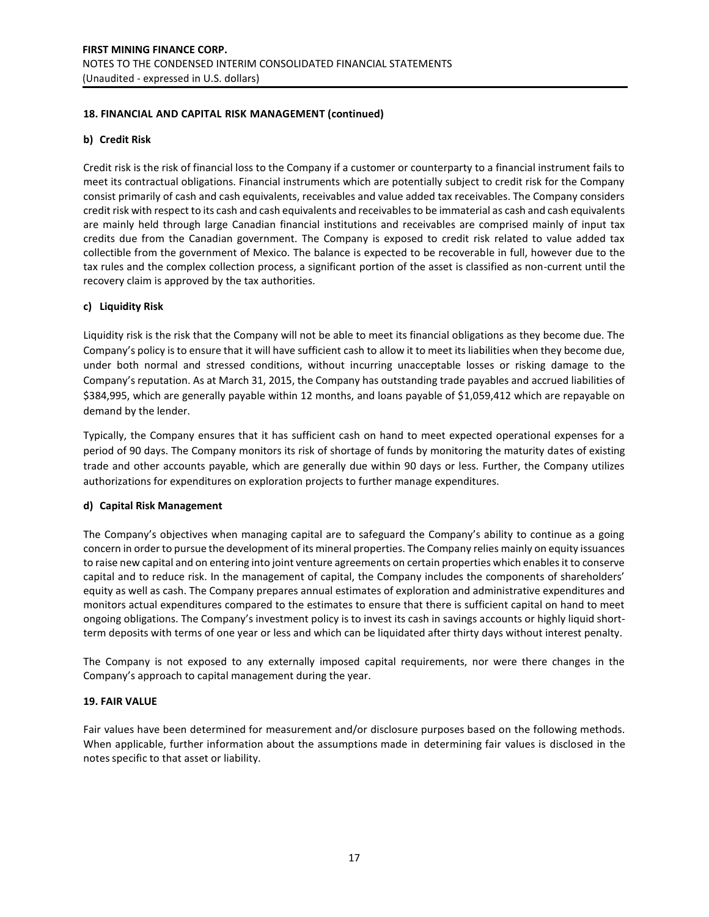## 18. FINANCIAL AND CAPITAL RISK MANAGEMENT (continued)

### b) Credit Risk

Credit risk is the risk of financial loss to the Company if a customer or counterparty to a financial instrument fails to meet its contractual obligations. Financial instruments which are potentially subject to credit risk for the Company consist primarily of cash and cash equivalents, receivables and value added tax receivables. The Company considers credit risk with respect to its cash and cash equivalents and receivables to be immaterial as cash and cash equivalents are mainly held through large Canadian financial institutions and receivables are comprised mainly of input tax credits due from the Canadian government. The Company is exposed to credit risk related to value added tax collectible from the government of Mexico. The balance is expected to be recoverable in full, however due to the tax rules and the complex collection process, a significant portion of the asset is classified as non-current until the recovery claim is approved by the tax authorities.

### c) Liquidity Risk

Liquidity risk is the risk that the Company will not be able to meet its financial obligations as they become due. The Company's policy is to ensure that it will have sufficient cash to allow it to meet its liabilities when they become due, under both normal and stressed conditions, without incurring unacceptable losses or risking damage to the Company's reputation. As at March 31, 2015, the Company has outstanding trade payables and accrued liabilities of $384,995, which are generally payable within 12 months, and loans payable of $1,059,412 which are repayable on demand by the lender.

Typically, the Company ensures that it has sufficient cash on hand to meet expected operational expenses for a period of 90 days. The Company monitors its risk of shortage of funds by monitoring the maturity dates of existing trade and other accounts payable, which are generally due within 90 days or less. Further, the Company utilizes authorizations for expenditures on exploration projects to further manage expenditures.

### d) Capital Risk Management

The Company's objectives when managing capital are to safeguard the Company's ability to continue as a going concern in order to pursue the development of its mineral properties. The Company relies mainly on equity issuances to raise new capital and on entering into joint venture agreements on certain properties which enables it to conserve capital and to reduce risk. In the management of capital, the Company includes the components of shareholders' equity as well as cash. The Company prepares annual estimates of exploration and administrative expenditures and monitors actual expenditures compared to the estimates to ensure that there is sufficient capital on hand to meet ongoing obligations. The Company's investment policy is to invest its cash in savings accounts or highly liquid short-term deposits with terms of one year or less and which can be liquidated after thirty days without interest penalty.

The Company is not exposed to any externally imposed capital requirements, nor were there changes in the Company's approach to capital management during the year.

## 19. FAIR VALUE

Fair values have been determined for measurement and/or disclosure purposes based on the following methods. When applicable, further information about the assumptions made in determining fair values is disclosed in the notes specific to that asset or liability.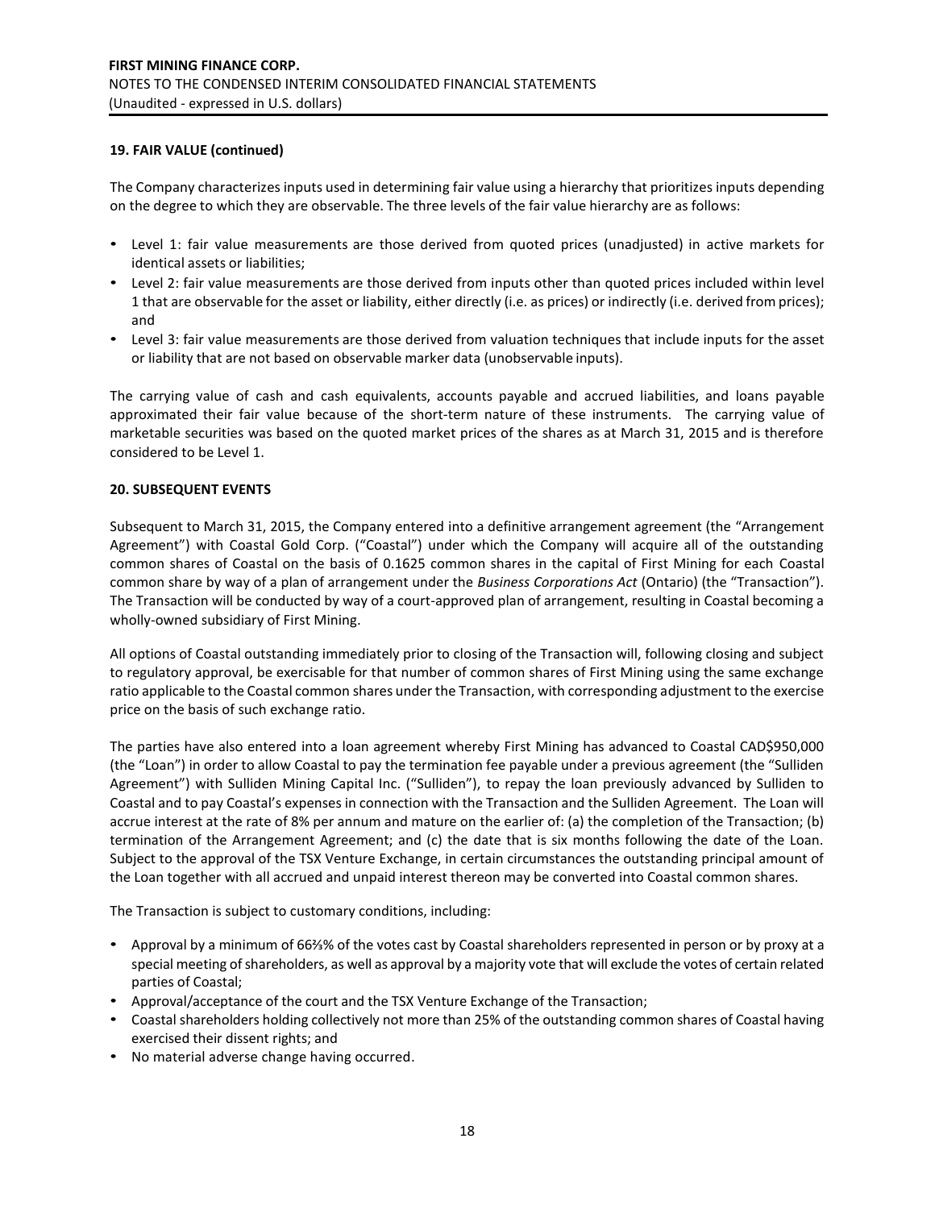## 19. FAIR VALUE (continued)

The Company characterizes inputs used in determining fair value using a hierarchy that prioritizes inputs depending on the degree to which they are observable. The three levels of the fair value hierarchy are as follows:

- Level 1: fair value measurements are those derived from quoted prices (unadjusted) in active markets for identical assets or liabilities;
- Level 2: fair value measurements are those derived from inputs other than quoted prices included within level 1 that are observable for the asset or liability, either directly (i.e. as prices) or indirectly (i.e. derived from prices); and
- Level 3: fair value measurements are those derived from valuation techniques that include inputs for the asset or liability that are not based on observable marker data (unobservable inputs).

The carrying value of cash and cash equivalents, accounts payable and accrued liabilities, and loans payable approximated their fair value because of the short-term nature of these instruments. The carrying value of marketable securities was based on the quoted market prices of the shares as at March 31, 2015 and is therefore considered to be Level 1.

## 20. SUBSEQUENT EVENTS

Subsequent to March 31, 2015, the Company entered into a definitive arrangement agreement (the "Arrangement Agreement") with Coastal Gold Corp. ("Coastal") under which the Company will acquire all of the outstanding common shares of Coastal on the basis of 0.1625 common shares in the capital of First Mining for each Coastal common share by way of a plan of arrangement under the *Business Corporations Act* (Ontario) (the "Transaction"). The Transaction will be conducted by way of a court-approved plan of arrangement, resulting in Coastal becoming a wholly-owned subsidiary of First Mining.

All options of Coastal outstanding immediately prior to closing of the Transaction will, following closing and subject to regulatory approval, be exercisable for that number of common shares of First Mining using the same exchange ratio applicable to the Coastal common shares under the Transaction, with corresponding adjustment to the exercise price on the basis of such exchange ratio.

The parties have also entered into a loan agreement whereby First Mining has advanced to Coastal CAD$950,000 (the "Loan") in order to allow Coastal to pay the termination fee payable under a previous agreement (the "Sulliden Agreement") with Sulliden Mining Capital Inc. ("Sulliden"), to repay the loan previously advanced by Sulliden to Coastal and to pay Coastal's expenses in connection with the Transaction and the Sulliden Agreement. The Loan will accrue interest at the rate of 8% per annum and mature on the earlier of: (a) the completion of the Transaction; (b) termination of the Arrangement Agreement; and (c) the date that is six months following the date of the Loan. Subject to the approval of the TSX Venture Exchange, in certain circumstances the outstanding principal amount of the Loan together with all accrued and unpaid interest thereon may be converted into Coastal common shares.

The Transaction is subject to customary conditions, including:

- Approval by a minimum of 66⅔% of the votes cast by Coastal shareholders represented in person or by proxy at a special meeting of shareholders, as well as approval by a majority vote that will exclude the votes of certain related parties of Coastal;
- Approval/acceptance of the court and the TSX Venture Exchange of the Transaction;
- Coastal shareholders holding collectively not more than 25% of the outstanding common shares of Coastal having exercised their dissent rights; and
- No material adverse change having occurred.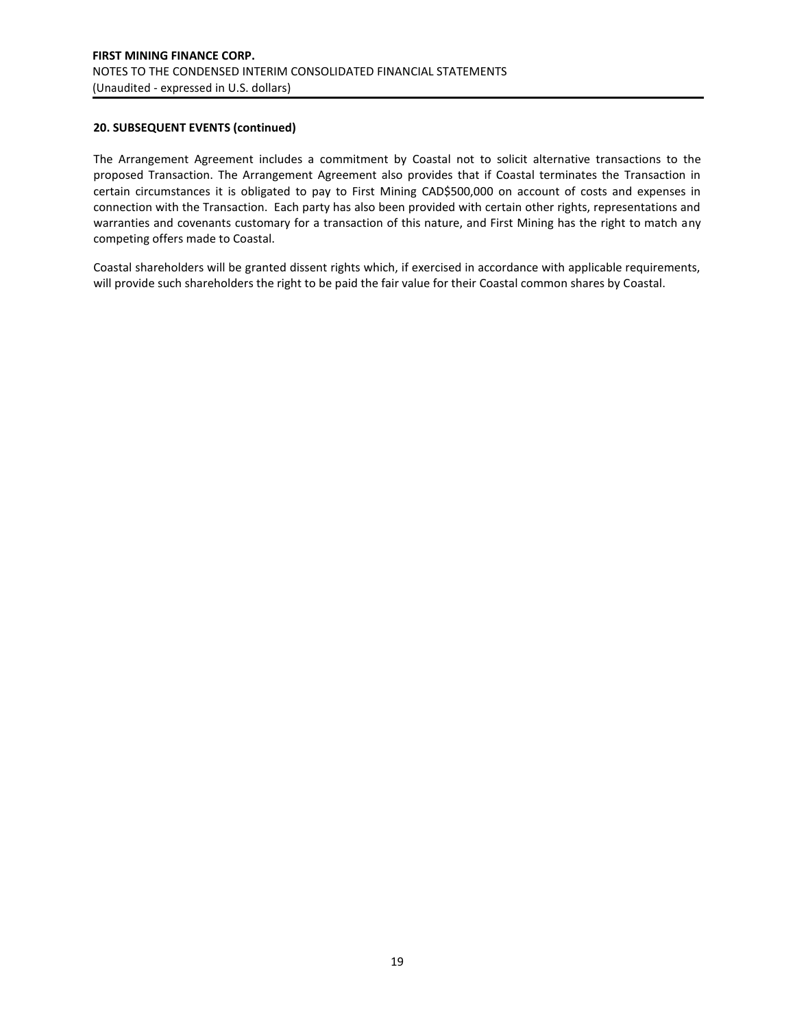**20. SUBSEQUENT EVENTS (continued)**

The Arrangement Agreement includes a commitment by Coastal not to solicit alternative transactions to the proposed Transaction. The Arrangement Agreement also provides that if Coastal terminates the Transaction in certain circumstances it is obligated to pay to First Mining CAD$500,000 on account of costs and expenses in connection with the Transaction. Each party has also been provided with certain other rights, representations and warranties and covenants customary for a transaction of this nature, and First Mining has the right to match any competing offers made to Coastal.

Coastal shareholders will be granted dissent rights which, if exercised in accordance with applicable requirements, will provide such shareholders the right to be paid the fair value for their Coastal common shares by Coastal.